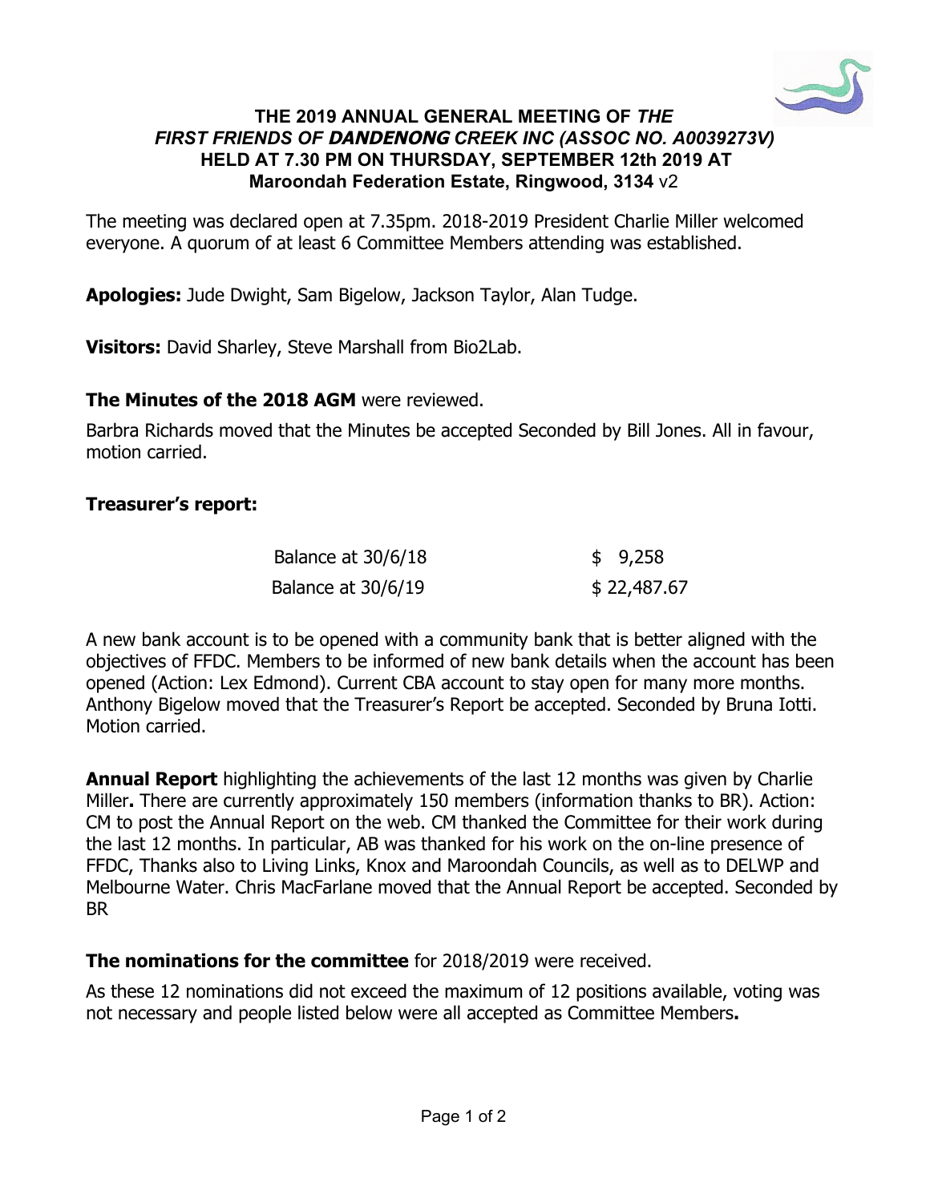# THE 2019 ANNUAL GENERAL MEETING OF *THE FIRST FRIENDS OF DANDENONG CREEK INC (ASSOC NO. A0039273V)* HELD AT 7.30 PM ON THURSDAY, SEPTEMBER 12th 2019 AT Maroondah Federation Estate, Ringwood, 3134 v2

The meeting was declared open at 7.35pm. 2018-2019 President Charlie Miller welcomed everyone. A quorum of at least 6 Committee Members attending was established.

**Apologies:** Jude Dwight, Sam Bigelow, Jackson Taylor, Alan Tudge.

**Visitors:** David Sharley, Steve Marshall from Bio2Lab.

**The Minutes of the 2018 AGM** were reviewed.

Barbra Richards moved that the Minutes be accepted Seconded by Bill Jones. All in favour, motion carried.

**Treasurer's report:**

| | |
|---|---|
| Balance at 30/6/18 | $ 9,258 |
| Balance at 30/6/19 | $ 22,487.67 |

A new bank account is to be opened with a community bank that is better aligned with the objectives of FFDC. Members to be informed of new bank details when the account has been opened (Action: Lex Edmond). Current CBA account to stay open for many more months. Anthony Bigelow moved that the Treasurer's Report be accepted. Seconded by Bruna Iotti. Motion carried.

**Annual Report** highlighting the achievements of the last 12 months was given by Charlie Miller**.** There are currently approximately 150 members (information thanks to BR). Action: CM to post the Annual Report on the web. CM thanked the Committee for their work during the last 12 months. In particular, AB was thanked for his work on the on-line presence of FFDC, Thanks also to Living Links, Knox and Maroondah Councils, as well as to DELWP and Melbourne Water. Chris MacFarlane moved that the Annual Report be accepted. Seconded by BR

**The nominations for the committee** for 2018/2019 were received.

As these 12 nominations did not exceed the maximum of 12 positions available, voting was not necessary and people listed below were all accepted as Committee Members**.**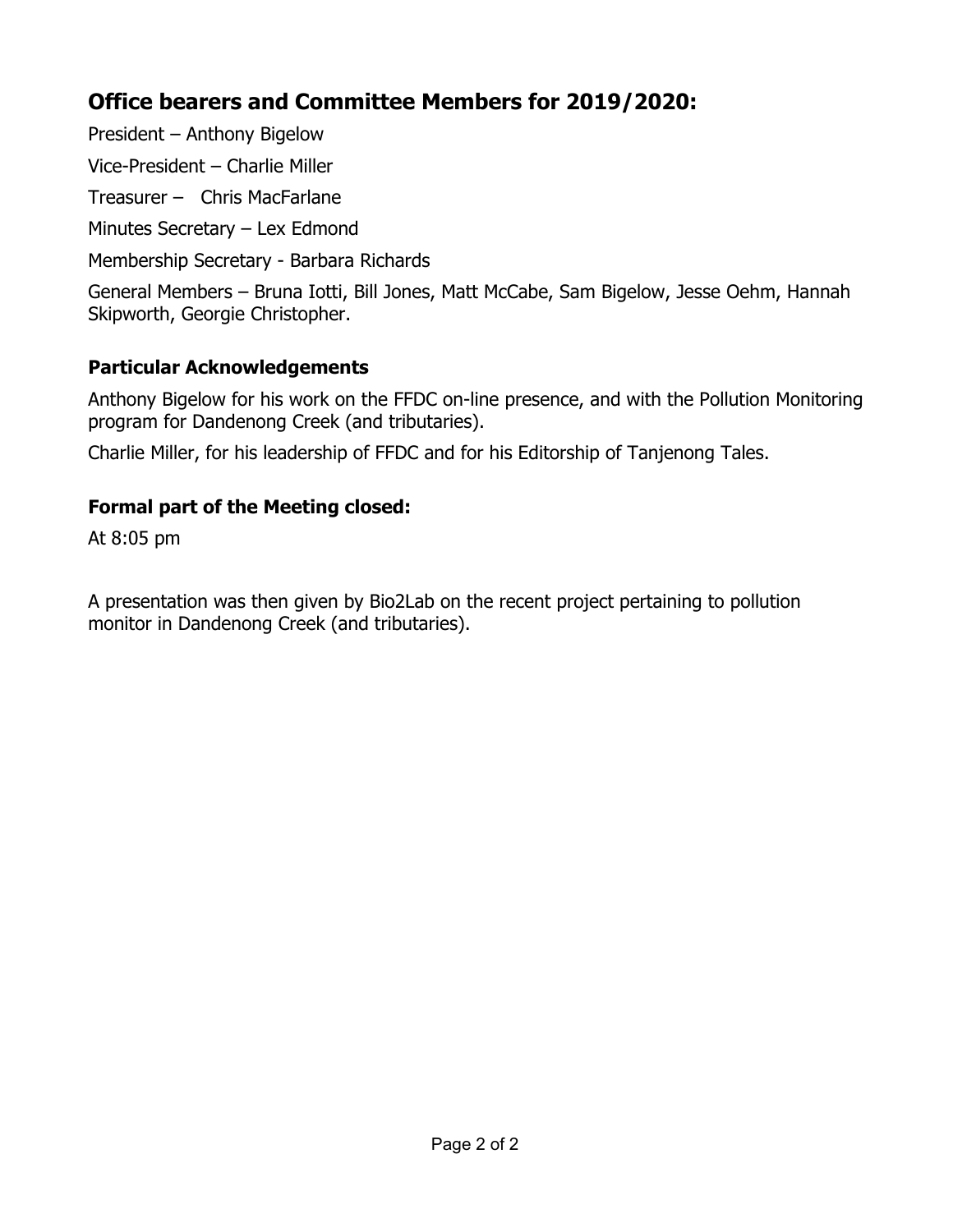## Office bearers and Committee Members for 2019/2020:

President – Anthony Bigelow

Vice-President – Charlie Miller

Treasurer – Chris MacFarlane

Minutes Secretary – Lex Edmond

Membership Secretary - Barbara Richards

General Members – Bruna Iotti, Bill Jones, Matt McCabe, Sam Bigelow, Jesse Oehm, Hannah Skipworth, Georgie Christopher.

### Particular Acknowledgements

Anthony Bigelow for his work on the FFDC on-line presence, and with the Pollution Monitoring program for Dandenong Creek (and tributaries).

Charlie Miller, for his leadership of FFDC and for his Editorship of Tanjenong Tales.

### Formal part of the Meeting closed:

At 8:05 pm

A presentation was then given by Bio2Lab on the recent project pertaining to pollution monitor in Dandenong Creek (and tributaries).